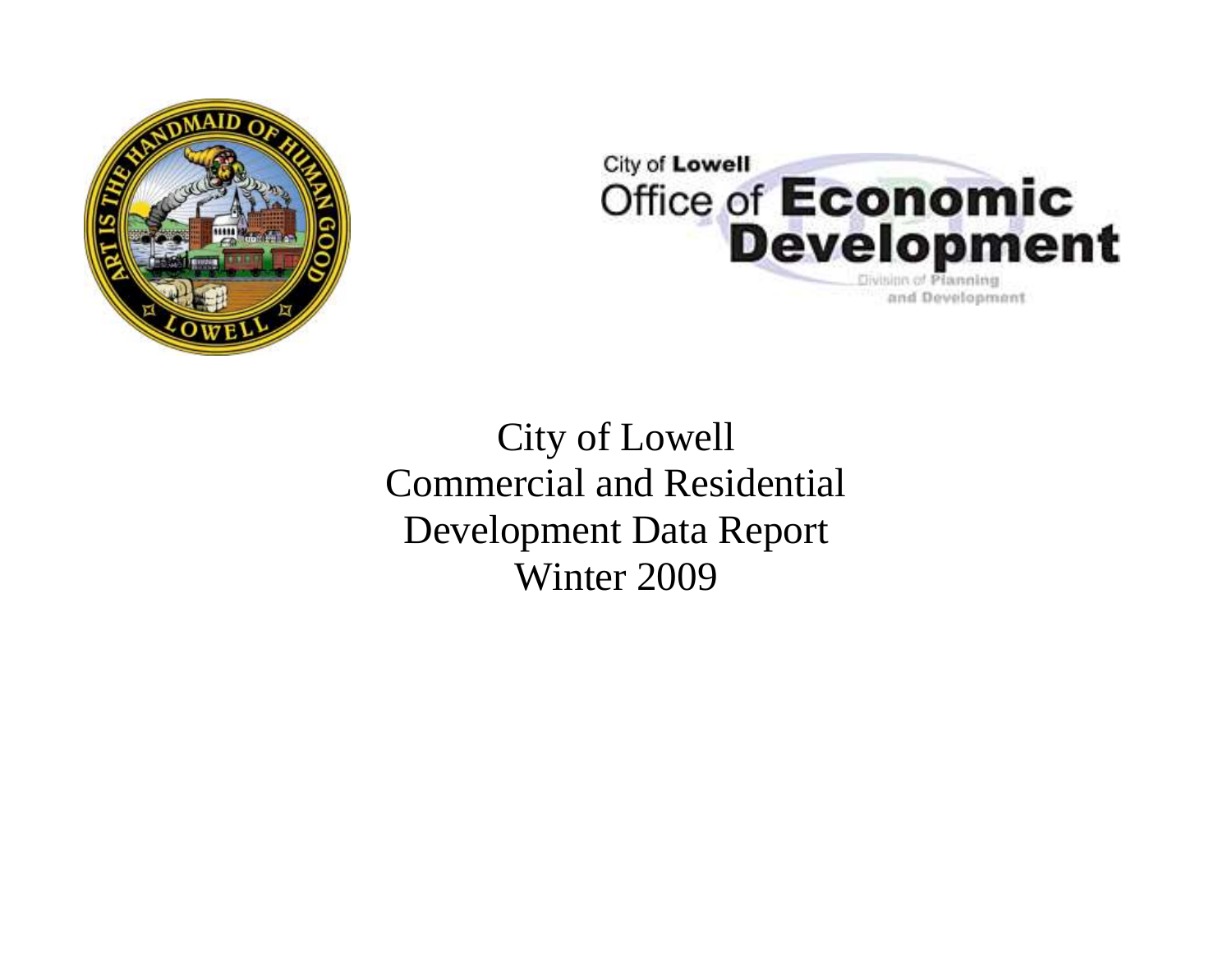City of Lowell
Office of **Economic Development**
Division of Planning and Development

# City of Lowell
# Commercial and Residential Development Data Report
# Winter 2009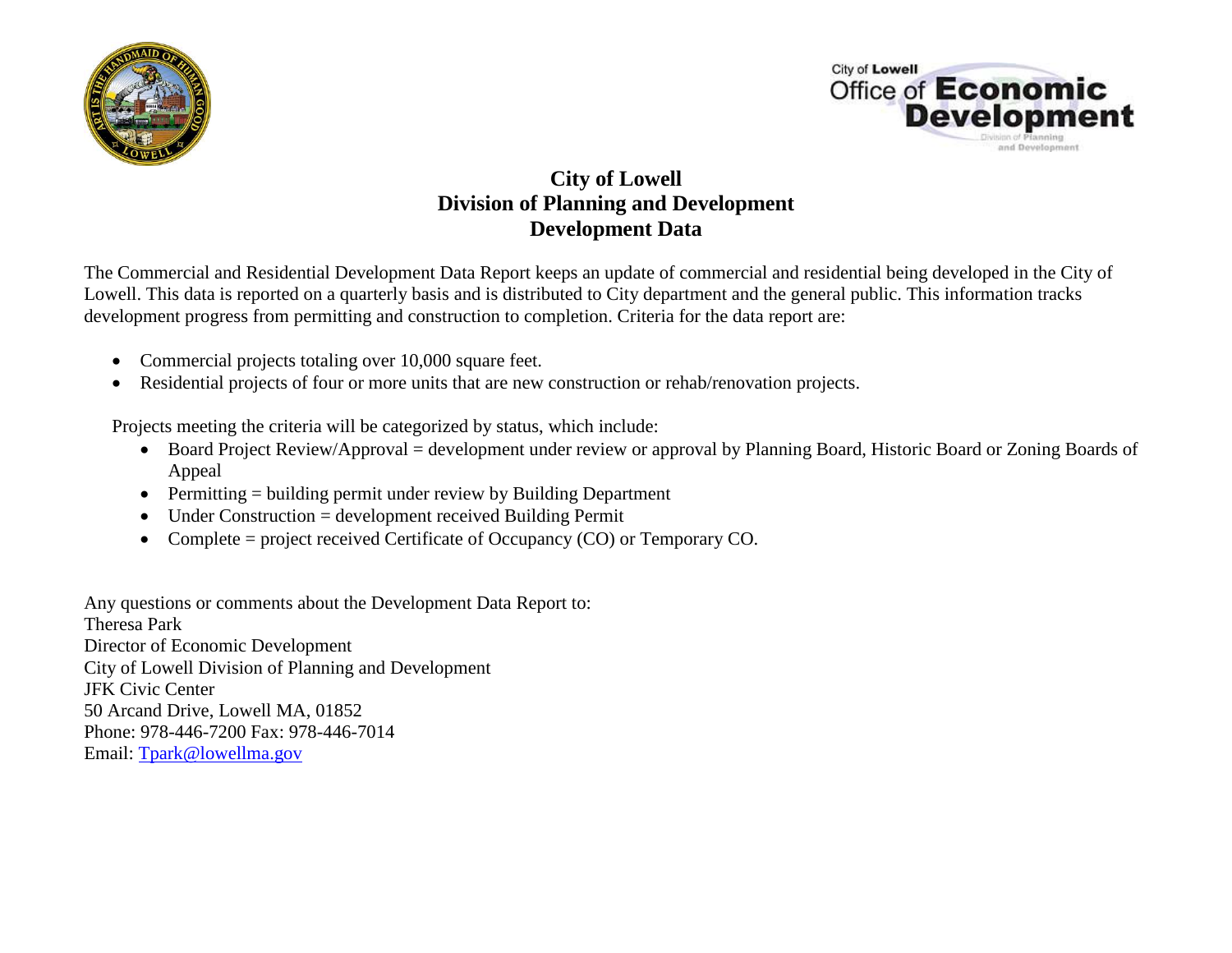# City of Lowell
# Division of Planning and Development
# Development Data

The Commercial and Residential Development Data Report keeps an update of commercial and residential being developed in the City of Lowell. This data is reported on a quarterly basis and is distributed to City department and the general public. This information tracks development progress from permitting and construction to completion. Criteria for the data report are:

- Commercial projects totaling over 10,000 square feet.
- Residential projects of four or more units that are new construction or rehab/renovation projects.

Projects meeting the criteria will be categorized by status, which include:

- Board Project Review/Approval = development under review or approval by Planning Board, Historic Board or Zoning Boards of Appeal
- Permitting = building permit under review by Building Department
- Under Construction = development received Building Permit
- Complete = project received Certificate of Occupancy (CO) or Temporary CO.

Any questions or comments about the Development Data Report to:
Theresa Park
Director of Economic Development
City of Lowell Division of Planning and Development
JFK Civic Center
50 Arcand Drive, Lowell MA, 01852
Phone: 978-446-7200 Fax: 978-446-7014
Email: Tpark@lowellma.gov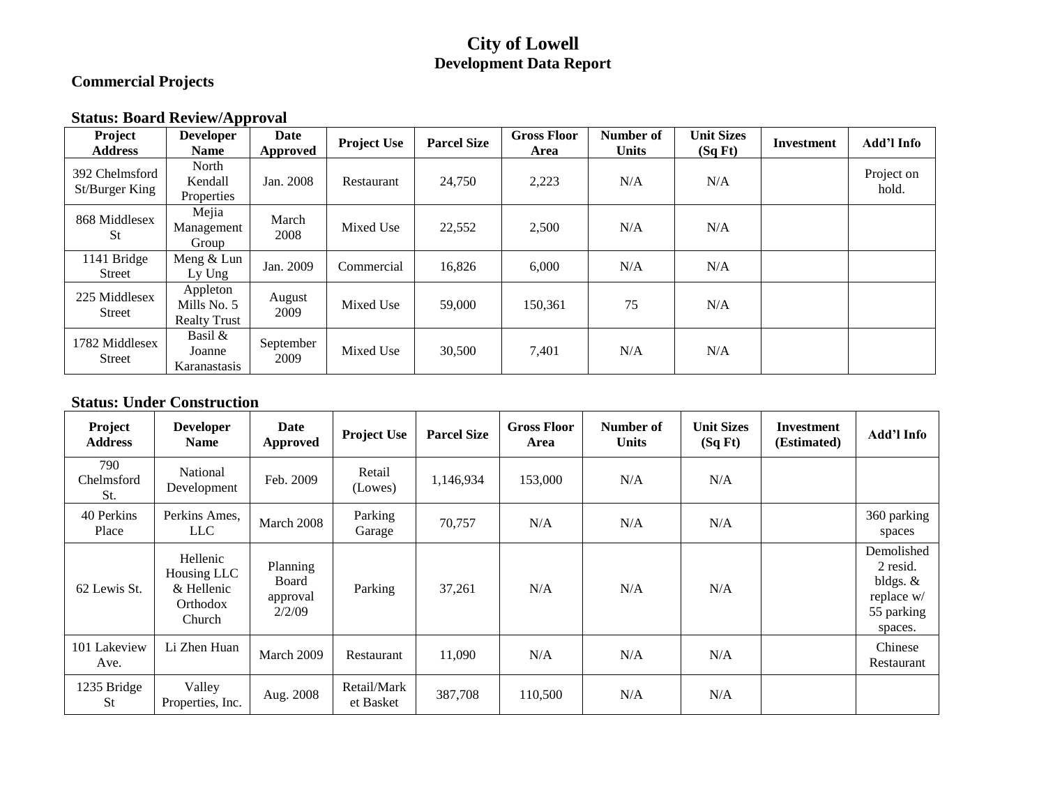# City of Lowell
## Development Data Report

### Commercial Projects

### Status: Board Review/Approval

| Project Address | Developer Name | Date Approved | Project Use | Parcel Size | Gross Floor Area | Number of Units | Unit Sizes (Sq Ft) | Investment | Add'l Info |
|---|---|---|---|---|---|---|---|---|---|
| 392 Chelmsford St/Burger King | North Kendall Properties | Jan. 2008 | Restaurant | 24,750 | 2,223 | N/A | N/A | | Project on hold. |
| 868 Middlesex St | Mejia Management Group | March 2008 | Mixed Use | 22,552 | 2,500 | N/A | N/A | | |
| 1141 Bridge Street | Meng & Lun Ly Ung | Jan. 2009 | Commercial | 16,826 | 6,000 | N/A | N/A | | |
| 225 Middlesex Street | Appleton Mills No. 5 Realty Trust | August 2009 | Mixed Use | 59,000 | 150,361 | 75 | N/A | | |
| 1782 Middlesex Street | Basil & Joanne Karanastasis | September 2009 | Mixed Use | 30,500 | 7,401 | N/A | N/A | | |

### Status: Under Construction

| Project Address | Developer Name | Date Approved | Project Use | Parcel Size | Gross Floor Area | Number of Units | Unit Sizes (Sq Ft) | Investment (Estimated) | Add'l Info |
|---|---|---|---|---|---|---|---|---|---|
| 790 Chelmsford St. | National Development | Feb. 2009 | Retail (Lowes) | 1,146,934 | 153,000 | N/A | N/A | | |
| 40 Perkins Place | Perkins Ames, LLC | March 2008 | Parking Garage | 70,757 | N/A | N/A | N/A | | 360 parking spaces |
| 62 Lewis St. | Hellenic Housing LLC & Hellenic Orthodox Church | Planning Board approval 2/2/09 | Parking | 37,261 | N/A | N/A | N/A | | Demolished 2 resid. bldgs. & replace w/ 55 parking spaces. |
| 101 Lakeview Ave. | Li Zhen Huan | March 2009 | Restaurant | 11,090 | N/A | N/A | N/A | | Chinese Restaurant |
| 1235 Bridge St | Valley Properties, Inc. | Aug. 2008 | Retail/Market Basket | 387,708 | 110,500 | N/A | N/A | | |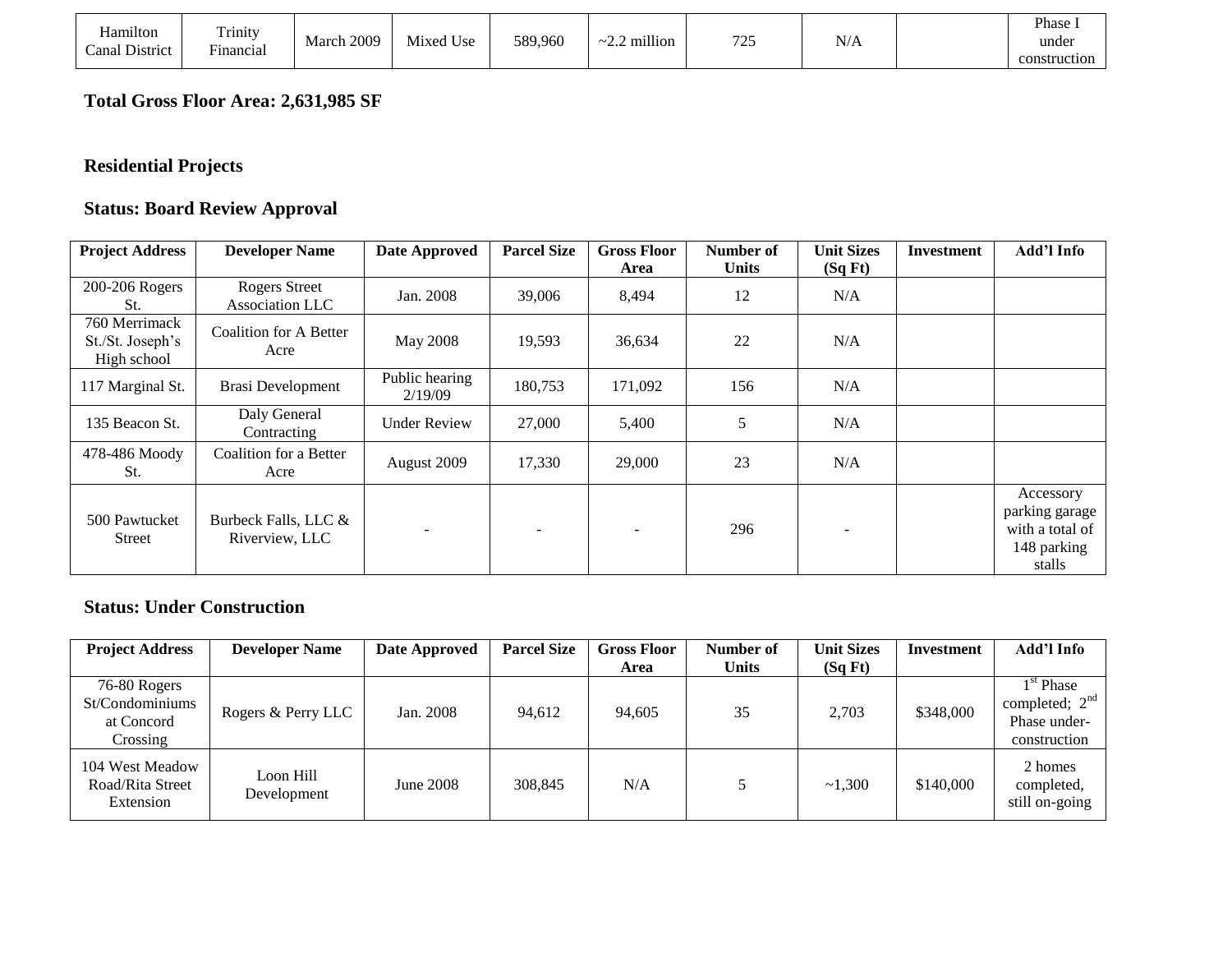| Hamilton Canal District | Trinity Financial | March 2009 | Mixed Use | 589,960 | ~2.2 million | 725 | N/A | | Phase I under construction |
|---|---|---|---|---|---|---|---|---|---|

**Total Gross Floor Area: 2,631,985 SF**

## Residential Projects

### Status: Board Review Approval

| Project Address | Developer Name | Date Approved | Parcel Size | Gross Floor Area | Number of Units | Unit Sizes (Sq Ft) | Investment | Add'l Info |
|---|---|---|---|---|---|---|---|---|
| 200-206 Rogers St. | Rogers Street Association LLC | Jan. 2008 | 39,006 | 8,494 | 12 | N/A | | |
| 760 Merrimack St./St. Joseph's High school | Coalition for A Better Acre | May 2008 | 19,593 | 36,634 | 22 | N/A | | |
| 117 Marginal St. | Brasi Development | Public hearing 2/19/09 | 180,753 | 171,092 | 156 | N/A | | |
| 135 Beacon St. | Daly General Contracting | Under Review | 27,000 | 5,400 | 5 | N/A | | |
| 478-486 Moody St. | Coalition for a Better Acre | August 2009 | 17,330 | 29,000 | 23 | N/A | | |
| 500 Pawtucket Street | Burbeck Falls, LLC & Riverview, LLC | - | - | - | 296 | - | | Accessory parking garage with a total of 148 parking stalls |

### Status: Under Construction

| Project Address | Developer Name | Date Approved | Parcel Size | Gross Floor Area | Number of Units | Unit Sizes (Sq Ft) | Investment | Add'l Info |
|---|---|---|---|---|---|---|---|---|
| 76-80 Rogers St/Condominiums at Concord Crossing | Rogers & Perry LLC | Jan. 2008 | 94,612 | 94,605 | 35 | 2,703 | $348,000 | 1st Phase completed; 2nd Phase under-construction |
| 104 West Meadow Road/Rita Street Extension | Loon Hill Development | June 2008 | 308,845 | N/A | 5 | ~1,300 | $140,000 | 2 homes completed, still on-going |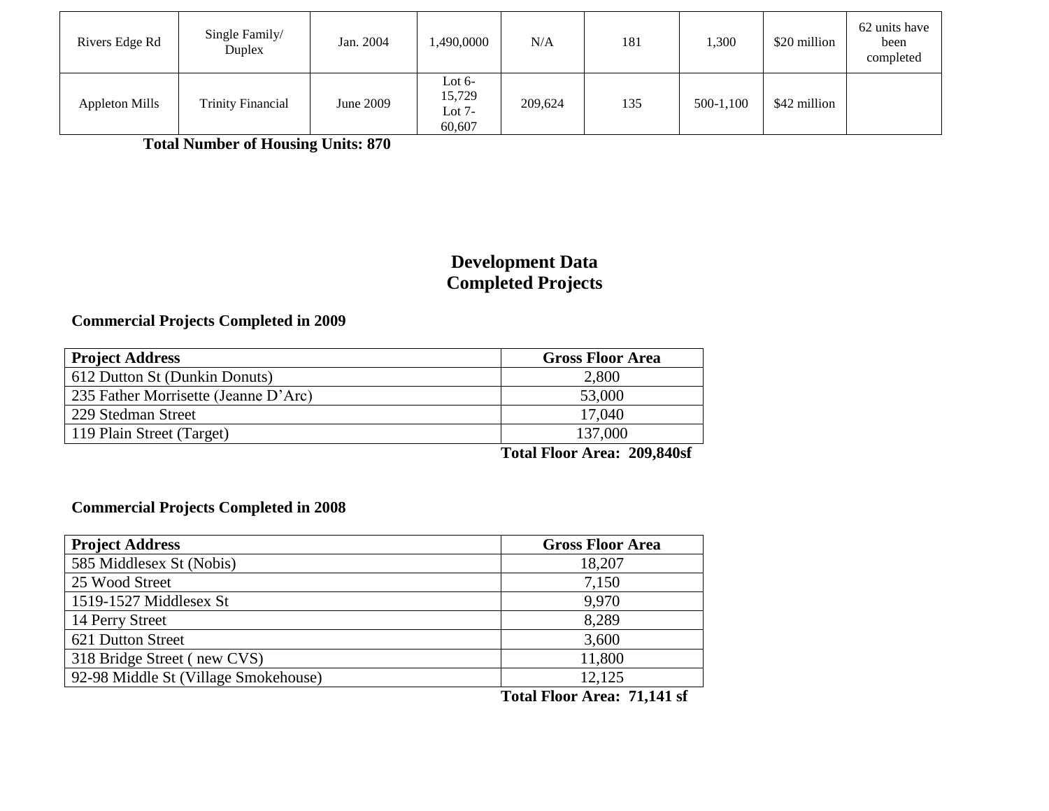| | | | | | | | | |
|---|---|---|---|---|---|---|---|---|
| Rivers Edge Rd | Single Family/ Duplex | Jan. 2004 | 1,490,0000 | N/A | 181 | 1,300 | $20 million | 62 units have been completed |
| Appleton Mills | Trinity Financial | June 2009 | Lot 6- 15,729 Lot 7- 60,607 | 209,624 | 135 | 500-1,100 | $42 million | |

**Total Number of Housing Units: 870**

## Development Data
## Completed Projects

### Commercial Projects Completed in 2009

| Project Address | Gross Floor Area |
|---|---|
| 612 Dutton St (Dunkin Donuts) | 2,800 |
| 235 Father Morrisette (Jeanne D'Arc) | 53,000 |
| 229 Stedman Street | 17,040 |
| 119 Plain Street (Target) | 137,000 |

**Total Floor Area: 209,840sf**

### Commercial Projects Completed in 2008

| Project Address | Gross Floor Area |
|---|---|
| 585 Middlesex St (Nobis) | 18,207 |
| 25 Wood Street | 7,150 |
| 1519-1527 Middlesex St | 9,970 |
| 14 Perry Street | 8,289 |
| 621 Dutton Street | 3,600 |
| 318 Bridge Street ( new CVS) | 11,800 |
| 92-98 Middle St (Village Smokehouse) | 12,125 |

**Total Floor Area: 71,141 sf**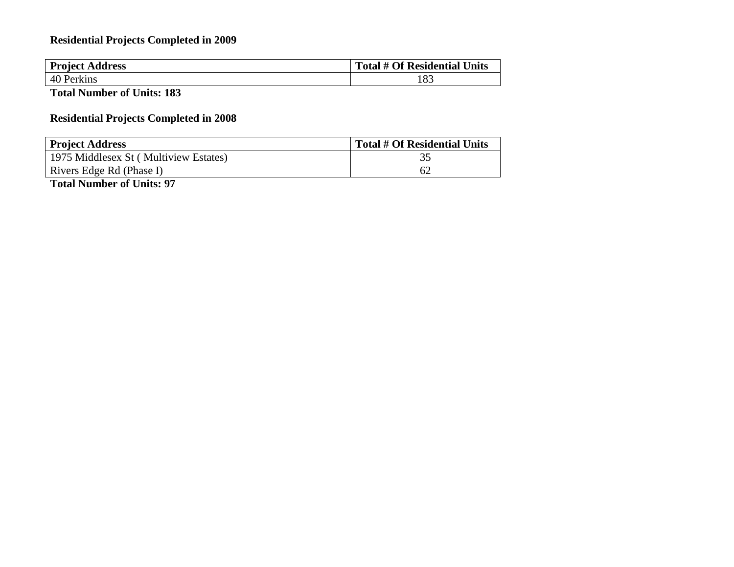**Residential Projects Completed in 2009**

| Project Address | Total # Of Residential Units |
|---|---|
| 40 Perkins | 183 |

**Total Number of Units: 183**

**Residential Projects Completed in 2008**

| Project Address | Total # Of Residential Units |
|---|---|
| 1975 Middlesex St ( Multiview Estates) | 35 |
| Rivers Edge Rd (Phase I) | 62 |

**Total Number of Units: 97**